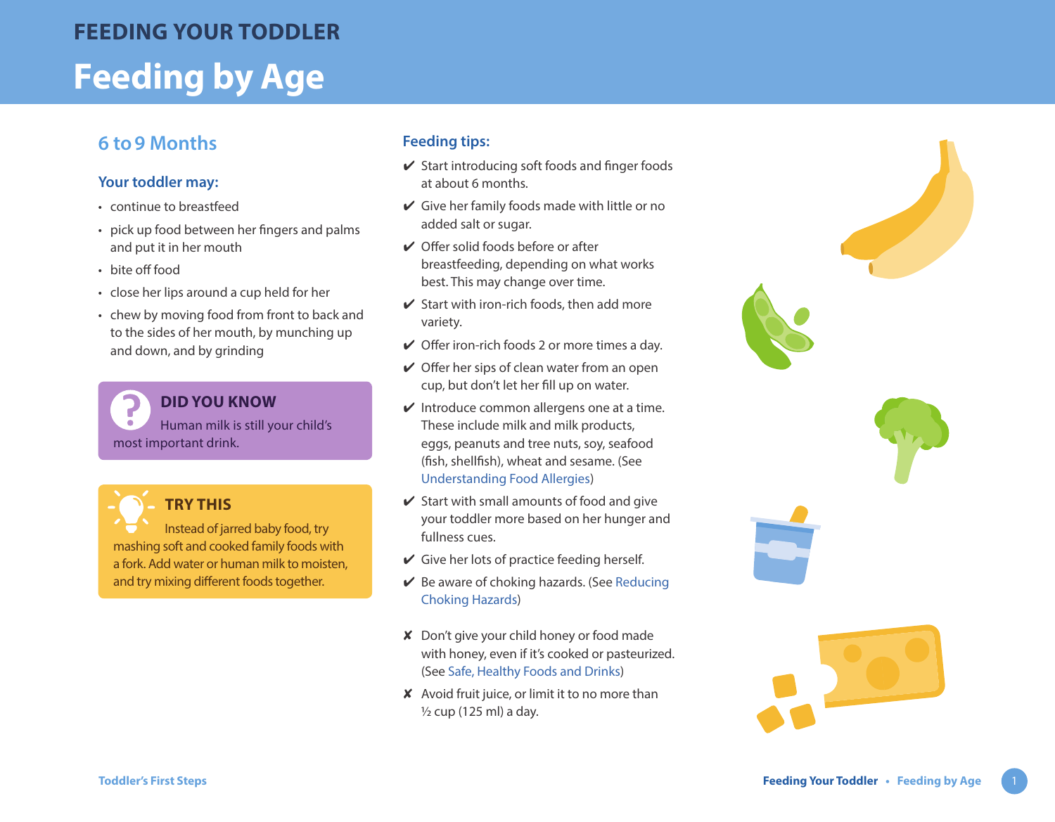# FEEDING YOUR TODDLER

# Feeding by Age

## 6 to 9 Months

### Your toddler may:

- continue to breastfeed
- pick up food between her fingers and palms and put it in her mouth
- bite off food
- close her lips around a cup held for her
- chew by moving food from front to back and to the sides of her mouth, by munching up and down, and by grinding

**DID YOU KNOW**

Human milk is still your child's most important drink.

**TRY THIS**

Instead of jarred baby food, try mashing soft and cooked family foods with a fork. Add water or human milk to moisten, and try mixing different foods together.

### Feeding tips:

- ✔ Start introducing soft foods and finger foods at about 6 months.
- ✔ Give her family foods made with little or no added salt or sugar.
- ✔ Offer solid foods before or after breastfeeding, depending on what works best. This may change over time.
- ✔ Start with iron-rich foods, then add more variety.
- ✔ Offer iron-rich foods 2 or more times a day.
- ✔ Offer her sips of clean water from an open cup, but don't let her fill up on water.
- ✔ Introduce common allergens one at a time. These include milk and milk products, eggs, peanuts and tree nuts, soy, seafood (fish, shellfish), wheat and sesame. (See Understanding Food Allergies)
- ✔ Start with small amounts of food and give your toddler more based on her hunger and fullness cues.
- ✔ Give her lots of practice feeding herself.
- ✔ Be aware of choking hazards. (See Reducing Choking Hazards)

- ✘ Don't give your child honey or food made with honey, even if it's cooked or pasteurized. (See Safe, Healthy Foods and Drinks)
- ✘ Avoid fruit juice, or limit it to no more than ½ cup (125 ml) a day.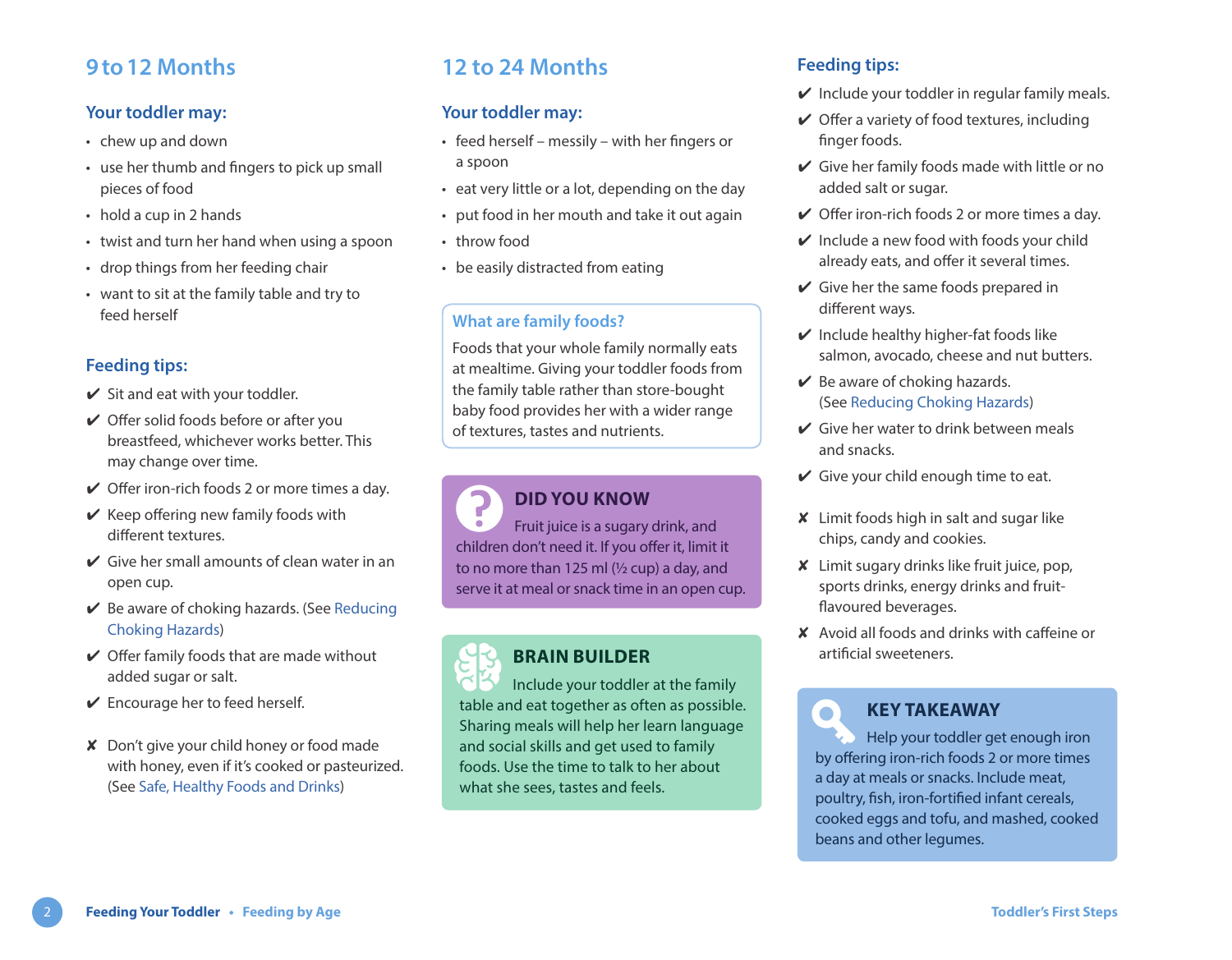## 9 to 12 Months

### Your toddler may:

- chew up and down
- use her thumb and fingers to pick up small pieces of food
- hold a cup in 2 hands
- twist and turn her hand when using a spoon
- drop things from her feeding chair
- want to sit at the family table and try to feed herself

### Feeding tips:

✔ Sit and eat with your toddler.

✔ Offer solid foods before or after you breastfeed, whichever works better. This may change over time.

✔ Offer iron-rich foods 2 or more times a day.

✔ Keep offering new family foods with different textures.

✔ Give her small amounts of clean water in an open cup.

✔ Be aware of choking hazards. (See Reducing Choking Hazards)

✔ Offer family foods that are made without added sugar or salt.

✔ Encourage her to feed herself.

✘ Don't give your child honey or food made with honey, even if it's cooked or pasteurized. (See Safe, Healthy Foods and Drinks)

## 12 to 24 Months

### Your toddler may:

- feed herself – messily – with her fingers or a spoon
- eat very little or a lot, depending on the day
- put food in her mouth and take it out again
- throw food
- be easily distracted from eating

### What are family foods?

Foods that your whole family normally eats at mealtime. Giving your toddler foods from the family table rather than store-bought baby food provides her with a wider range of textures, tastes and nutrients.

### DID YOU KNOW

Fruit juice is a sugary drink, and children don't need it. If you offer it, limit it to no more than 125 ml (½ cup) a day, and serve it at meal or snack time in an open cup.

### BRAIN BUILDER

Include your toddler at the family table and eat together as often as possible. Sharing meals will help her learn language and social skills and get used to family foods. Use the time to talk to her about what she sees, tastes and feels.

### Feeding tips:

✔ Include your toddler in regular family meals.

✔ Offer a variety of food textures, including finger foods.

✔ Give her family foods made with little or no added salt or sugar.

✔ Offer iron-rich foods 2 or more times a day.

✔ Include a new food with foods your child already eats, and offer it several times.

✔ Give her the same foods prepared in different ways.

✔ Include healthy higher-fat foods like salmon, avocado, cheese and nut butters.

✔ Be aware of choking hazards. (See Reducing Choking Hazards)

✔ Give her water to drink between meals and snacks.

✔ Give your child enough time to eat.

✘ Limit foods high in salt and sugar like chips, candy and cookies.

✘ Limit sugary drinks like fruit juice, pop, sports drinks, energy drinks and fruit-flavoured beverages.

✘ Avoid all foods and drinks with caffeine or artificial sweeteners.

### KEY TAKEAWAY

Help your toddler get enough iron by offering iron-rich foods 2 or more times a day at meals or snacks. Include meat, poultry, fish, iron-fortified infant cereals, cooked eggs and tofu, and mashed, cooked beans and other legumes.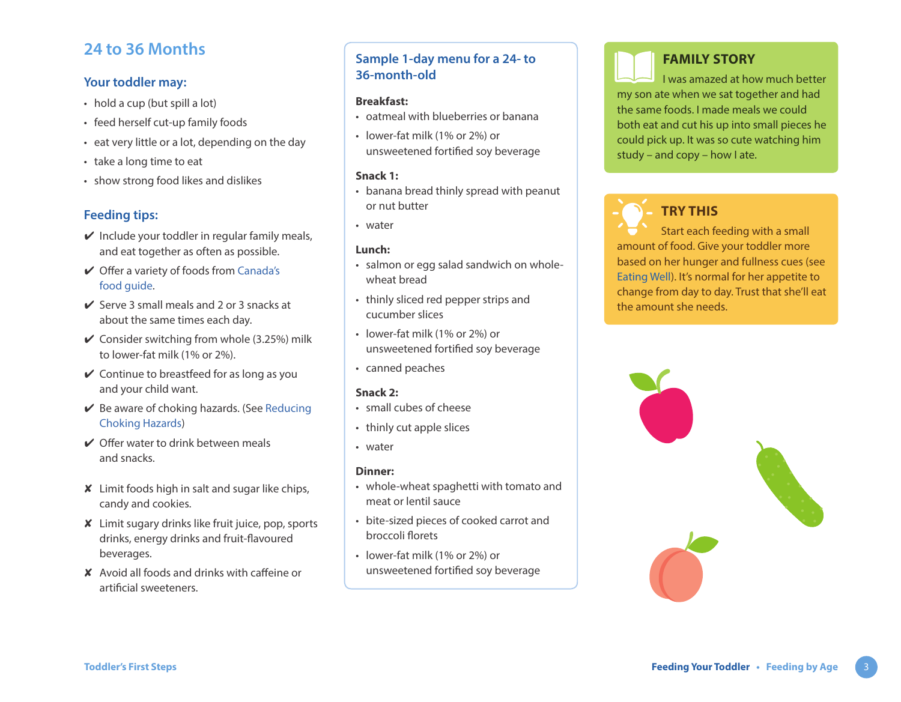## 24 to 36 Months

### Your toddler may:

- hold a cup (but spill a lot)
- feed herself cut-up family foods
- eat very little or a lot, depending on the day
- take a long time to eat
- show strong food likes and dislikes

### Feeding tips:

- ✔ Include your toddler in regular family meals, and eat together as often as possible.
- ✔ Offer a variety of foods from Canada's food guide.
- ✔ Serve 3 small meals and 2 or 3 snacks at about the same times each day.
- ✔ Consider switching from whole (3.25%) milk to lower-fat milk (1% or 2%).
- ✔ Continue to breastfeed for as long as you and your child want.
- ✔ Be aware of choking hazards. (See Reducing Choking Hazards)
- ✔ Offer water to drink between meals and snacks.

- ✘ Limit foods high in salt and sugar like chips, candy and cookies.
- ✘ Limit sugary drinks like fruit juice, pop, sports drinks, energy drinks and fruit-flavoured beverages.
- ✘ Avoid all foods and drinks with caffeine or artificial sweeteners.

### Sample 1-day menu for a 24- to 36-month-old

**Breakfast:**
- oatmeal with blueberries or banana
- lower-fat milk (1% or 2%) or unsweetened fortified soy beverage

**Snack 1:**
- banana bread thinly spread with peanut or nut butter
- water

**Lunch:**
- salmon or egg salad sandwich on whole-wheat bread
- thinly sliced red pepper strips and cucumber slices
- lower-fat milk (1% or 2%) or unsweetened fortified soy beverage
- canned peaches

**Snack 2:**
- small cubes of cheese
- thinly cut apple slices
- water

**Dinner:**
- whole-wheat spaghetti with tomato and meat or lentil sauce
- bite-sized pieces of cooked carrot and broccoli florets
- lower-fat milk (1% or 2%) or unsweetened fortified soy beverage

### FAMILY STORY

I was amazed at how much better my son ate when we sat together and had the same foods. I made meals we could both eat and cut his up into small pieces he could pick up. It was so cute watching him study – and copy – how I ate.

### TRY THIS

Start each feeding with a small amount of food. Give your toddler more based on her hunger and fullness cues (see Eating Well). It's normal for her appetite to change from day to day. Trust that she'll eat the amount she needs.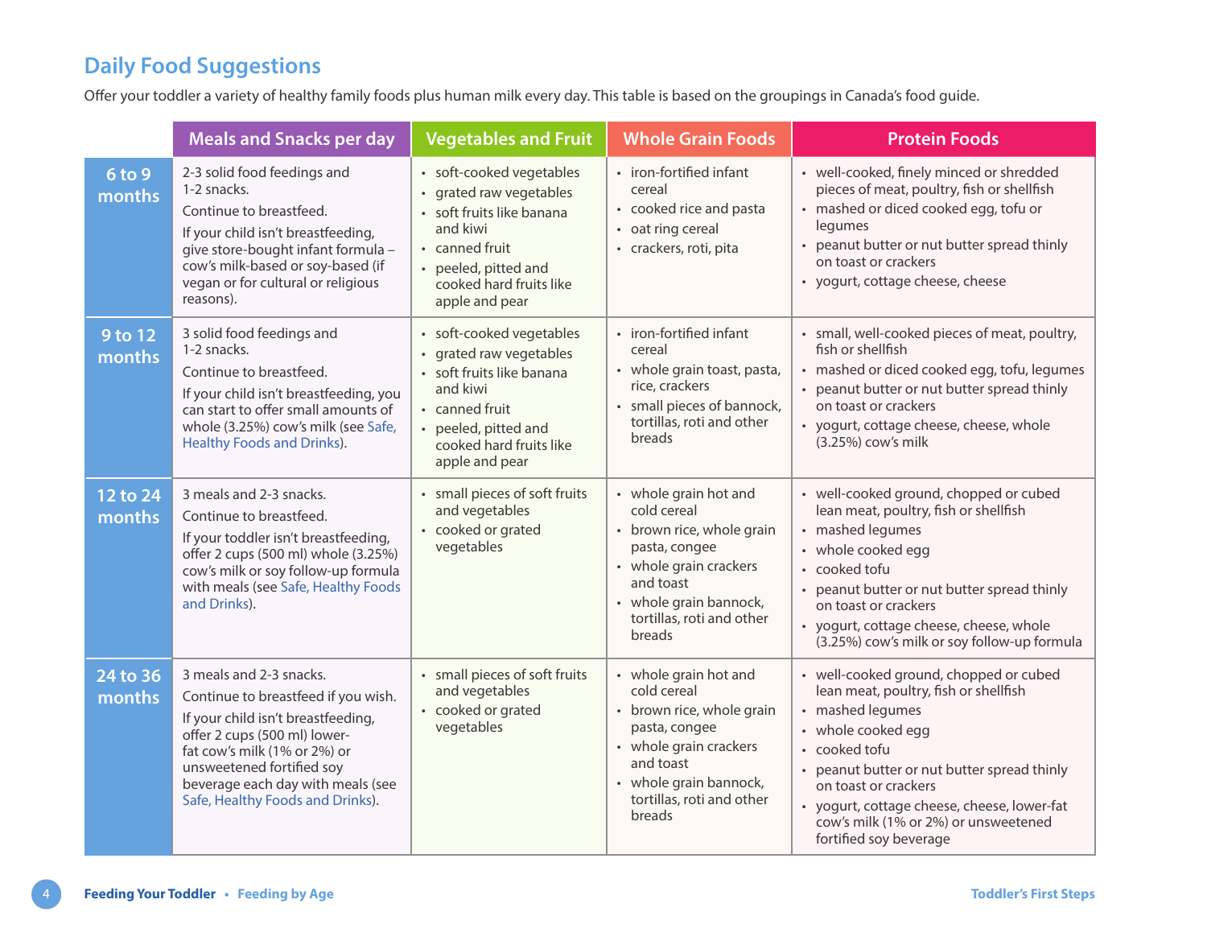## Daily Food Suggestions

Offer your toddler a variety of healthy family foods plus human milk every day. This table is based on the groupings in Canada's food guide.

| | Meals and Snacks per day | Vegetables and Fruit | Whole Grain Foods | Protein Foods |
|---|---|---|---|---|
| **6 to 9 months** | 2-3 solid food feedings and 1-2 snacks.<br><br>Continue to breastfeed.<br><br>If your child isn't breastfeeding, give store-bought infant formula – cow's milk-based or soy-based (if vegan or for cultural or religious reasons). | • soft-cooked vegetables<br>• grated raw vegetables<br>• soft fruits like banana and kiwi<br>• canned fruit<br>• peeled, pitted and cooked hard fruits like apple and pear | • iron-fortified infant cereal<br>• cooked rice and pasta<br>• oat ring cereal<br>• crackers, roti, pita | • well-cooked, finely minced or shredded pieces of meat, poultry, fish or shellfish<br>• mashed or diced cooked egg, tofu or legumes<br>• peanut butter or nut butter spread thinly on toast or crackers<br>• yogurt, cottage cheese, cheese |
| **9 to 12 months** | 3 solid food feedings and 1-2 snacks.<br><br>Continue to breastfeed.<br><br>If your child isn't breastfeeding, you can start to offer small amounts of whole (3.25%) cow's milk (see Safe, Healthy Foods and Drinks). | • soft-cooked vegetables<br>• grated raw vegetables<br>• soft fruits like banana and kiwi<br>• canned fruit<br>• peeled, pitted and cooked hard fruits like apple and pear | • iron-fortified infant cereal<br>• whole grain toast, pasta, rice, crackers<br>• small pieces of bannock, tortillas, roti and other breads | • small, well-cooked pieces of meat, poultry, fish or shellfish<br>• mashed or diced cooked egg, tofu, legumes<br>• peanut butter or nut butter spread thinly on toast or crackers<br>• yogurt, cottage cheese, cheese, whole (3.25%) cow's milk |
| **12 to 24 months** | 3 meals and 2-3 snacks.<br><br>Continue to breastfeed.<br><br>If your toddler isn't breastfeeding, offer 2 cups (500 ml) whole (3.25%) cow's milk or soy follow-up formula with meals (see Safe, Healthy Foods and Drinks). | • small pieces of soft fruits and vegetables<br>• cooked or grated vegetables | • whole grain hot and cold cereal<br>• brown rice, whole grain pasta, congee<br>• whole grain crackers and toast<br>• whole grain bannock, tortillas, roti and other breads | • well-cooked ground, chopped or cubed lean meat, poultry, fish or shellfish<br>• mashed legumes<br>• whole cooked egg<br>• cooked tofu<br>• peanut butter or nut butter spread thinly on toast or crackers<br>• yogurt, cottage cheese, cheese, whole (3.25%) cow's milk or soy follow-up formula |
| **24 to 36 months** | 3 meals and 2-3 snacks.<br><br>Continue to breastfeed if you wish.<br><br>If your child isn't breastfeeding, offer 2 cups (500 ml) lower-fat cow's milk (1% or 2%) or unsweetened fortified soy beverage each day with meals (see Safe, Healthy Foods and Drinks). | • small pieces of soft fruits and vegetables<br>• cooked or grated vegetables | • whole grain hot and cold cereal<br>• brown rice, whole grain pasta, congee<br>• whole grain crackers and toast<br>• whole grain bannock, tortillas, roti and other breads | • well-cooked ground, chopped or cubed lean meat, poultry, fish or shellfish<br>• mashed legumes<br>• whole cooked egg<br>• cooked tofu<br>• peanut butter or nut butter spread thinly on toast or crackers<br>• yogurt, cottage cheese, cheese, lower-fat cow's milk (1% or 2%) or unsweetened fortified soy beverage |